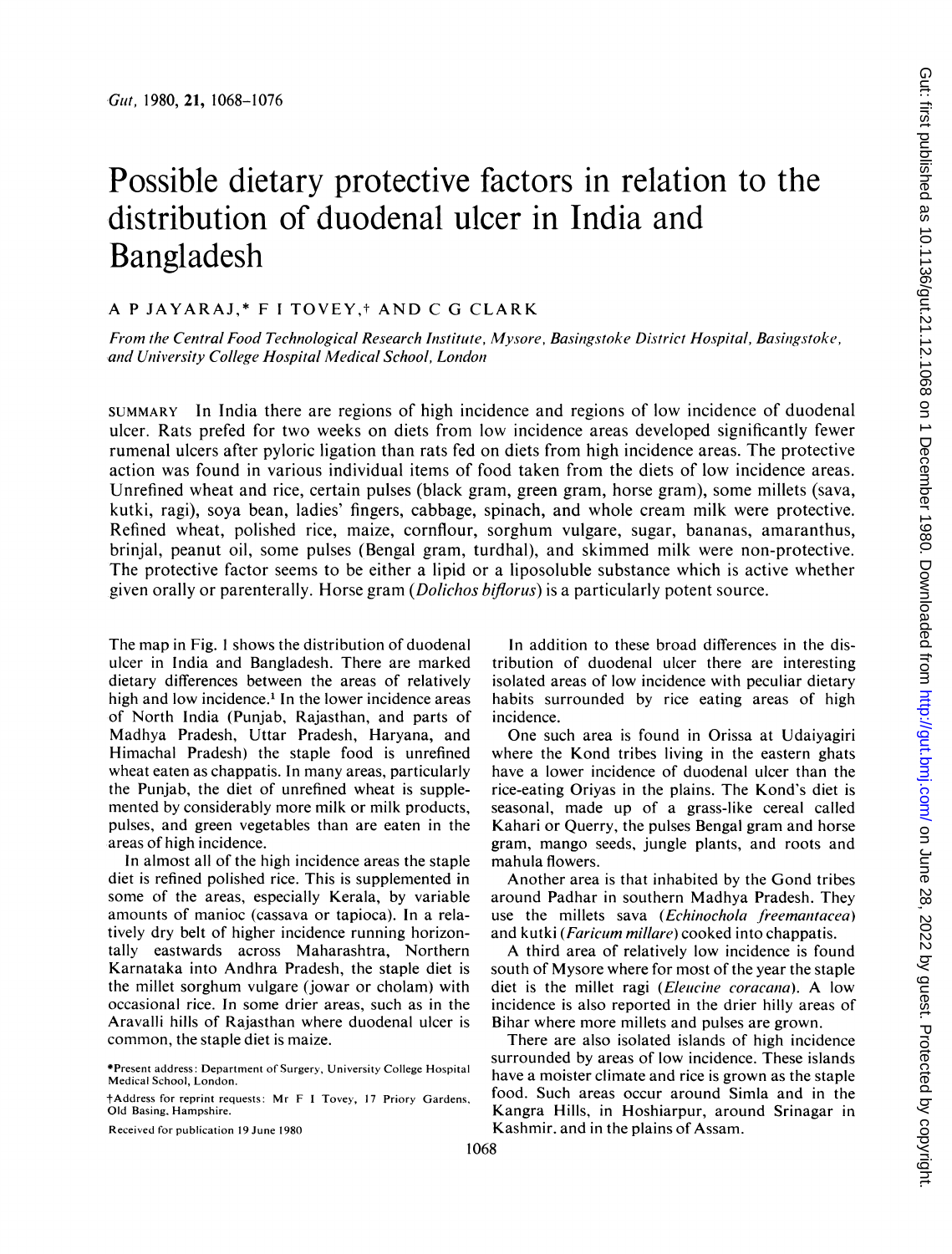# Possible dietary protective factors in relation to the distribution of duodenal ulcer in India and Bangladesh

A P JAYARAJ,* F I TOVEY,† AND C G CLARK

*From the Central Food Technological Research Institute, Mysore, Basingstoke District Hospital, Basingstoke, and University College Hospital Medical School, London*

SUMMARY In India there are regions of high incidence and regions of low incidence of duodenal ulcer. Rats prefed for two weeks on diets from low incidence areas developed significantly fewer rumenal ulcers after pyloric ligation than rats fed on diets from high incidence areas. The protective action was found in various individual items of food taken from the diets of low incidence areas. Unrefined wheat and rice, certain pulses (black gram, green gram, horse gram), some millets (sava, kutki, ragi), soya bean, ladies' fingers, cabbage, spinach, and whole cream milk were protective. Refined wheat, polished rice, maize, cornflour, sorghum vulgare, sugar, bananas, amaranthus, brinjal, peanut oil, some pulses (Bengal gram, turdhal), and skimmed milk were non-protective. The protective factor seems to be either a lipid or a liposoluble substance which is active whether given orally or parenterally. Horse gram (*Dolichos biflorus*) is a particularly potent source.

The map in Fig. 1 shows the distribution of duodenal ulcer in India and Bangladesh. There are marked dietary differences between the areas of relatively high and low incidence.[1] In the lower incidence areas of North India (Punjab, Rajasthan, and parts of Madhya Pradesh, Uttar Pradesh, Haryana, and Himachal Pradesh) the staple food is unrefined wheat eaten as chappatis. In many areas, particularly the Punjab, the diet of unrefined wheat is supplemented by considerably more milk or milk products, pulses, and green vegetables than are eaten in the areas of high incidence.

In almost all of the high incidence areas the staple diet is refined polished rice. This is supplemented in some of the areas, especially Kerala, by variable amounts of manioc (cassava or tapioca). In a relatively dry belt of higher incidence running horizontally eastwards across Maharashtra, Northern Karnataka into Andhra Pradesh, the staple diet is the millet sorghum vulgare (jowar or cholam) with occasional rice. In some drier areas, such as in the Aravalli hills of Rajasthan where duodenal ulcer is common, the staple diet is maize.

In addition to these broad differences in the distribution of duodenal ulcer there are interesting isolated areas of low incidence with peculiar dietary habits surrounded by rice eating areas of high incidence.

One such area is found in Orissa at Udaiyagiri where the Kond tribes living in the eastern ghats have a lower incidence of duodenal ulcer than the rice-eating Oriyas in the plains. The Kond's diet is seasonal, made up of a grass-like cereal called Kahari or Querry, the pulses Bengal gram and horse gram, mango seeds, jungle plants, and roots and mahula flowers.

Another area is that inhabited by the Gond tribes around Padhar in southern Madhya Pradesh. They use the millets sava (*Echinochola freemantacea*) and kutki (*Faricum millare*) cooked into chappatis.

A third area of relatively low incidence is found south of Mysore where for most of the year the staple diet is the millet ragi (*Eleucine coracana*). A low incidence is also reported in the drier hilly areas of Bihar where more millets and pulses are grown.

There are also isolated islands of high incidence surrounded by areas of low incidence. These islands have a moister climate and rice is grown as the staple food. Such areas occur around Simla and in the Kangra Hills, in Hoshiarpur, around Srinagar in Kashmir, and in the plains of Assam.

*Present address: Department of Surgery, University College Hospital Medical School, London.

†Address for reprint requests: Mr F I Tovey, 17 Priory Gardens, Old Basing, Hampshire.

Received for publication 19 June 1980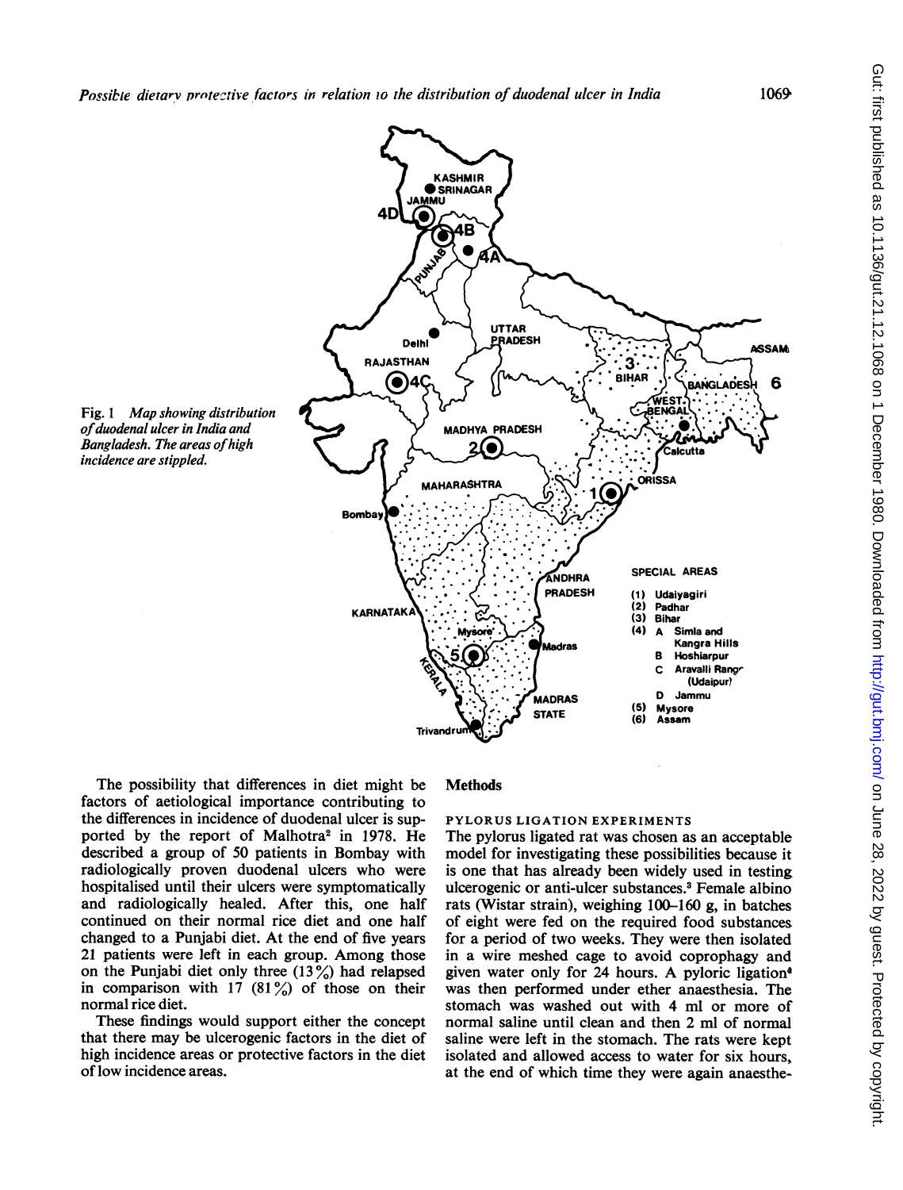Fig. 1 *Map showing distribution of duodenal ulcer in India and Bangladesh. The areas of high incidence are stippled.*

The possibility that differences in diet might be factors of aetiological importance contributing to the differences in incidence of duodenal ulcer is supported by the report of Malhotra[2] in 1978. He described a group of 50 patients in Bombay with radiologically proven duodenal ulcers who were hospitalised until their ulcers were symptomatically and radiologically healed. After this, one half continued on their normal rice diet and one half changed to a Punjabi diet. At the end of five years 21 patients were left in each group. Among those on the Punjabi diet only three (13%) had relapsed in comparison with 17 (81%) of those on their normal rice diet.

These findings would support either the concept that there may be ulcerogenic factors in the diet of high incidence areas or protective factors in the diet of low incidence areas.

## Methods

### PYLORUS LIGATION EXPERIMENTS

The pylorus ligated rat was chosen as an acceptable model for investigating these possibilities because it is one that has already been widely used in testing ulcerogenic or anti-ulcer substances.[3] Female albino rats (Wistar strain), weighing 100–160 g, in batches of eight were fed on the required food substances for a period of two weeks. They were then isolated in a wire meshed cage to avoid coprophagy and given water only for 24 hours. A pyloric ligation[4] was then performed under ether anaesthesia. The stomach was washed out with 4 ml or more of normal saline until clean and then 2 ml of normal saline were left in the stomach. The rats were kept isolated and allowed access to water for six hours, at the end of which time they were again anaesthe-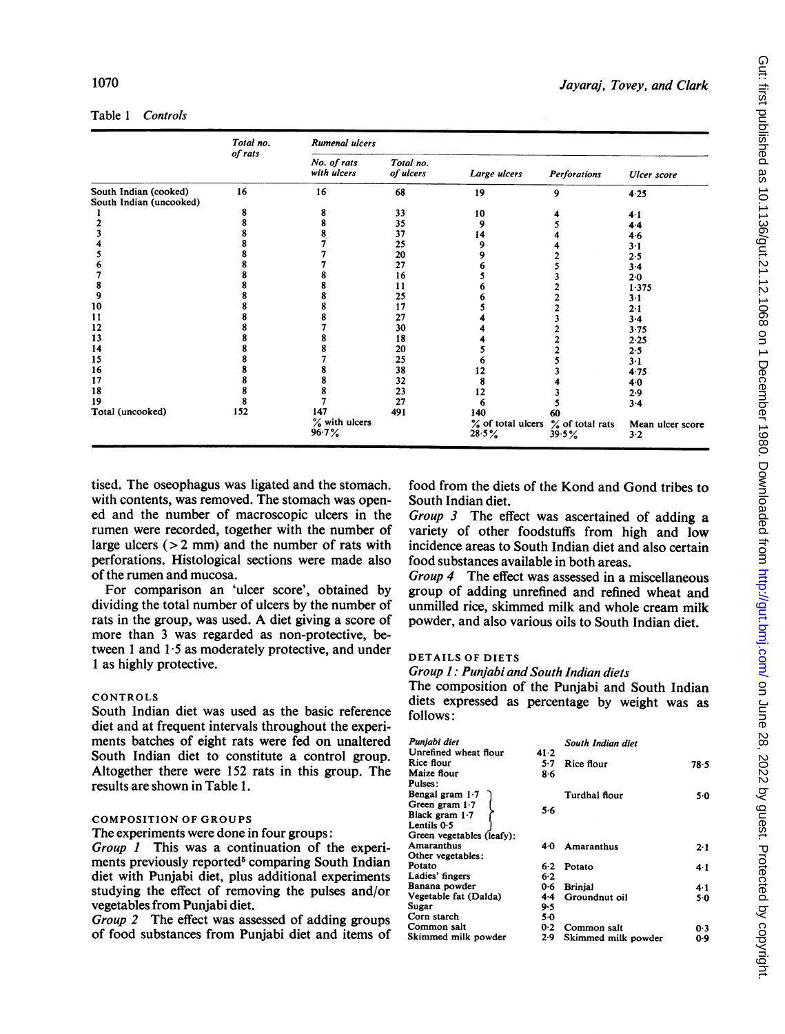Table 1 *Controls*

| | Total no. of rats | Rumenal ulcers | | | | |
|---|---|---|---|---|---|---|
| | | No. of rats with ulcers | Total no. of ulcers | Large ulcers | Perforations | Ulcer score |
| South Indian (cooked) | 16 | 16 | 68 | 19 | 9 | 4·25 |
| South Indian (uncooked) | | | | | | |
| 1 | 8 | 8 | 33 | 10 | 4 | 4·1 |
| 2 | 8 | 8 | 35 | 9 | 5 | 4·4 |
| 3 | 8 | 8 | 37 | 14 | 4 | 4·6 |
| 4 | 8 | 7 | 25 | 9 | 4 | 3·1 |
| 5 | 8 | 7 | 20 | 9 | 2 | 2·5 |
| 6 | 8 | 7 | 27 | 6 | 5 | 3·4 |
| 7 | 8 | 8 | 16 | 5 | 3 | 2·0 |
| 8 | 8 | 8 | 11 | 6 | 2 | 1·375 |
| 9 | 8 | 8 | 25 | 6 | 2 | 3·1 |
| 10 | 8 | 8 | 17 | 5 | 2 | 2·1 |
| 11 | 8 | 8 | 27 | 4 | 3 | 3·4 |
| 12 | 8 | 7 | 30 | 4 | 2 | 3·75 |
| 13 | 8 | 8 | 18 | 4 | 2 | 2·25 |
| 14 | 8 | 8 | 20 | 5 | 2 | 2·5 |
| 15 | 8 | 7 | 25 | 6 | 5 | 3·1 |
| 16 | 8 | 8 | 38 | 12 | 3 | 4·75 |
| 17 | 8 | 8 | 32 | 8 | 4 | 4·0 |
| 18 | 8 | 8 | 23 | 12 | 3 | 2·9 |
| 19 | 8 | 7 | 27 | 6 | 5 | 3·4 |
| Total (uncooked) | 152 | 147 | 491 | 140 | 60 | |
| | | % with ulcers 96·7% | | % of total ulcers 28·5% | % of total rats 39·5% | Mean ulcer score 3·2 |

tised. The oseophagus was ligated and the stomach. with contents, was removed. The stomach was opened and the number of macroscopic ulcers in the rumen were recorded, together with the number of large ulcers (> 2 mm) and the number of rats with perforations. Histological sections were made also of the rumen and mucosa.

For comparison an 'ulcer score', obtained by dividing the total number of ulcers by the number of rats in the group, was used. A diet giving a score of more than 3 was regarded as non-protective, between 1 and 1·5 as moderately protective, and under 1 as highly protective.

## CONTROLS

South Indian diet was used as the basic reference diet and at frequent intervals throughout the experiments batches of eight rats were fed on unaltered South Indian diet to constitute a control group. Altogether there were 152 rats in this group. The results are shown in Table 1.

## COMPOSITION OF GROUPS

The experiments were done in four groups:

*Group 1* This was a continuation of the experiments previously reported[5] comparing South Indian diet with Punjabi diet, plus additional experiments studying the effect of removing the pulses and/or vegetables from Punjabi diet.

*Group 2* The effect was assessed of adding groups of food substances from Punjabi diet and items of food from the diets of the Kond and Gond tribes to South Indian diet.

*Group 3* The effect was ascertained of adding a variety of other foodstuffs from high and low incidence areas to South Indian diet and also certain food substances available in both areas.

*Group 4* The effect was assessed in a miscellaneous group of adding unrefined and refined wheat and unmilled rice, skimmed milk and whole cream milk powder, and also various oils to South Indian diet.

## DETAILS OF DIETS

### *Group 1: Punjabi and South Indian diets*

The composition of the Punjabi and South Indian diets expressed as percentage by weight was as follows:

| *Punjabi diet* | | *South Indian diet* | |
|---|---|---|---|
| Unrefined wheat flour | 41·2 | | |
| Rice flour | 5·7 | Rice flour | 78·5 |
| Maize flour | 8·6 | | |
| Pulses: | | | |
| Bengal gram 1·7, Green gram 1·7, Black gram 1·7, Lentils 0·5 | 5·6 | Turdhal flour | 5·0 |
| Green vegetables (leafy): | | | |
| Amaranthus | 4·0 | Amaranthus | 2·1 |
| Other vegetables: | | | |
| Potato | 6·2 | Potato | 4·1 |
| Ladies' fingers | 6·2 | | |
| Banana powder | 0·6 | Brinjal | 4·1 |
| Vegetable fat (Dalda) | 4·4 | Groundnut oil | 5·0 |
| Sugar | 9·5 | | |
| Corn starch | 5·0 | | |
| Common salt | 0·2 | Common salt | 0·3 |
| Skimmed milk powder | 2·9 | Skimmed milk powder | 0·9 |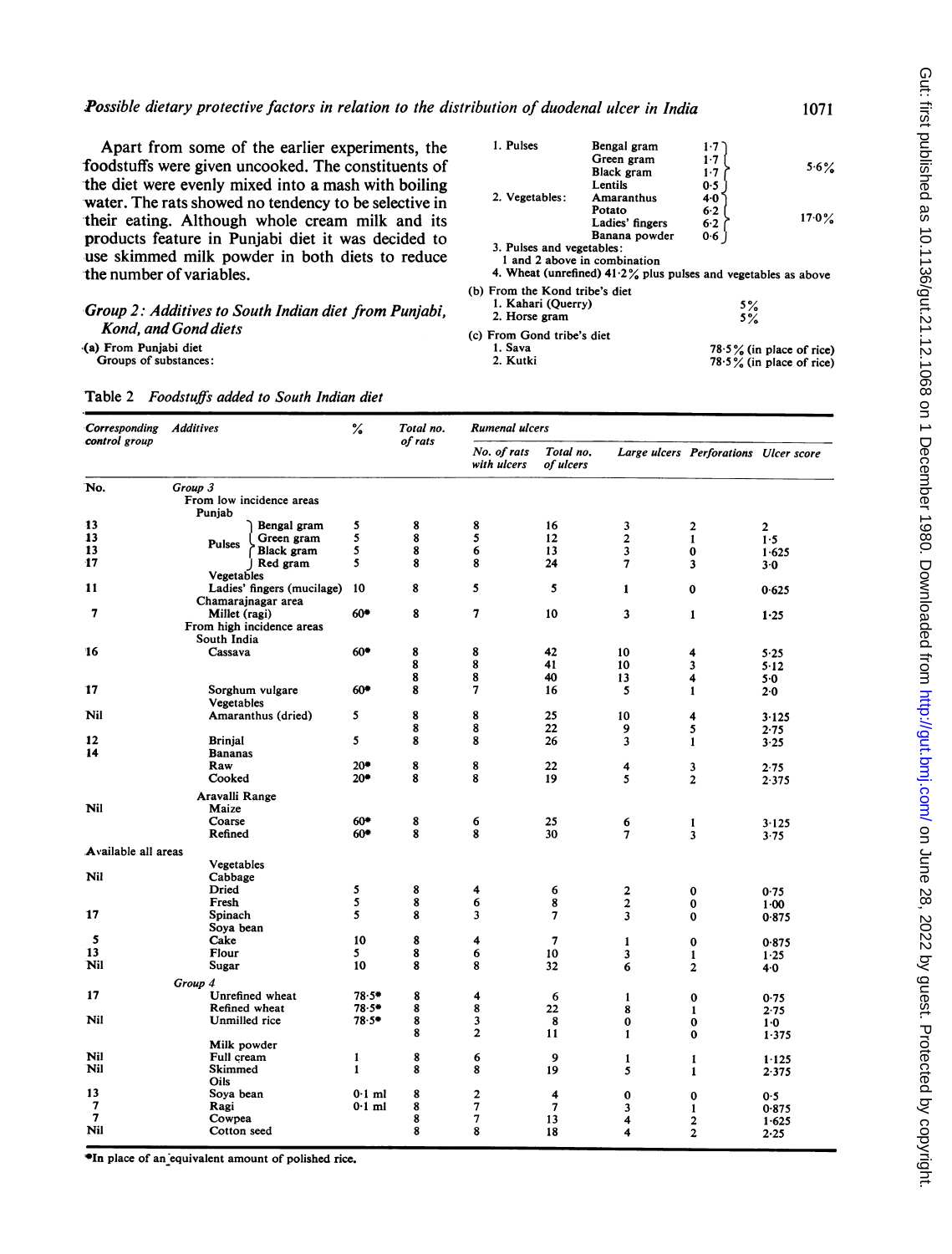Apart from some of the earlier experiments, the foodstuffs were given uncooked. The constituents of the diet were evenly mixed into a mash with boiling water. The rats showed no tendency to be selective in their eating. Although whole cream milk and its products feature in Punjabi diet it was decided to use skimmed milk powder in both diets to reduce the number of variables.

### *Group 2: Additives to South Indian diet from Punjabi, Kond, and Gond diets*

(a) From Punjabi diet
Groups of substances:

1. Pulses — Bengal gram 1·7; Green gram 1·7; Black gram 1·7; Lentils 0·5 } 5·6%
2. Vegetables: Amaranthus 4·0; Potato 6·2; Ladies' fingers 6·2; Banana powder 0·6 } 17·0%
3. Pulses and vegetables:
   1 and 2 above in combination
4. Wheat (unrefined) 41·2% plus pulses and vegetables as above

(b) From the Kond tribe's diet
1. Kahari (Querry) 5%
2. Horse gram 5%

(c) From Gond tribe's diet
1. Sava 78·5% (in place of rice)
2. Kutki 78·5% (in place of rice)

Table 2 *Foodstuffs added to South Indian diet*

| Corresponding control group | Additives | % | Total no. of rats | Rumenal ulcers | | | | |
|---|---|---|---|---|---|---|---|---|
| | | | | No. of rats with ulcers | Total no. of ulcers | Large ulcers | Perforations | Ulcer score |
| No. | Group 3 | | | | | | | |
| | From low incidence areas | | | | | | | |
| | Punjab | | | | | | | |
| 13 | Pulses: Bengal gram | 5 | 8 | 8 | 16 | 3 | 2 | 2 |
| 13 | Pulses: Green gram | 5 | 8 | 5 | 12 | 2 | 1 | 1·5 |
| 13 | Pulses: Black gram | 5 | 8 | 6 | 13 | 3 | 0 | 1·625 |
| 17 | Pulses: Red gram | 5 | 8 | 8 | 24 | 7 | 3 | 3·0 |
| | Vegetables | | | | | | | |
| 11 | Ladies' fingers (mucilage) | 10 | 8 | 5 | 5 | 1 | 0 | 0·625 |
| | Chamarajnagar area | | | | | | | |
| 7 | Millet (ragi) | 60* | 8 | 7 | 10 | 3 | 1 | 1·25 |
| | From high incidence areas | | | | | | | |
| | South India | | | | | | | |
| 16 | Cassava | 60* | 8 | 8 | 42 | 10 | 4 | 5·25 |
| | | | 8 | 8 | 41 | 10 | 3 | 5·12 |
| | | | 8 | 8 | 40 | 13 | 4 | 5·0 |
| 17 | Sorghum vulgare | 60* | 8 | 7 | 16 | 5 | 1 | 2·0 |
| | Vegetables | | | | | | | |
| Nil | Amaranthus (dried) | 5 | 8 | 8 | 25 | 10 | 4 | 3·125 |
| | | | 8 | 8 | 22 | 9 | 5 | 2·75 |
| 12 | Brinjal | 5 | 8 | 8 | 26 | 3 | 1 | 3·25 |
| 14 | Bananas | | | | | | | |
| | Raw | 20* | 8 | 8 | 22 | 4 | 3 | 2·75 |
| | Cooked | 20* | 8 | 8 | 19 | 5 | 2 | 2·375 |
| | Aravalli Range | | | | | | | |
| Nil | Maize | | | | | | | |
| | Coarse | 60* | 8 | 6 | 25 | 6 | 1 | 3·125 |
| | Refined | 60* | 8 | 8 | 30 | 7 | 3 | 3·75 |
| Available all areas | | | | | | | | |
| | Vegetables | | | | | | | |
| Nil | Cabbage | | | | | | | |
| | Dried | 5 | 8 | 4 | 6 | 2 | 0 | 0·75 |
| | Fresh | 5 | 8 | 6 | 8 | 2 | 0 | 1·00 |
| 17 | Spinach | 5 | 8 | 3 | 7 | 3 | 0 | 0·875 |
| | Soya bean | | | | | | | |
| 5 | Cake | 10 | 8 | 4 | 7 | 1 | 0 | 0·875 |
| 13 | Flour | 5 | 8 | 6 | 10 | 3 | 1 | 1·25 |
| Nil | Sugar | 10 | 8 | 8 | 32 | 6 | 2 | 4·0 |
| | Group 4 | | | | | | | |
| 17 | Unrefined wheat | 78·5* | 8 | 4 | 6 | 1 | 0 | 0·75 |
| | Refined wheat | 78·5* | 8 | 8 | 22 | 8 | 1 | 2·75 |
| Nil | Unmilled rice | 78·5* | 8 | 3 | 8 | 0 | 0 | 1·0 |
| | | | 8 | 2 | 11 | 1 | 0 | 1·375 |
| | Milk powder | | | | | | | |
| Nil | Full cream | 1 | 8 | 6 | 9 | 1 | 1 | 1·125 |
| Nil | Skimmed | 1 | 8 | 8 | 19 | 5 | 1 | 2·375 |
| | Oils | | | | | | | |
| 13 | Soya bean | 0·1 ml | 8 | 2 | 4 | 0 | 0 | 0·5 |
| 7 | Ragi | 0·1 ml | 8 | 7 | 7 | 3 | 1 | 0·875 |
| 7 | Cowpea | | 8 | 7 | 13 | 4 | 2 | 1·625 |
| Nil | Cotton seed | | 8 | 8 | 18 | 4 | 2 | 2·25 |

*In place of an equivalent amount of polished rice.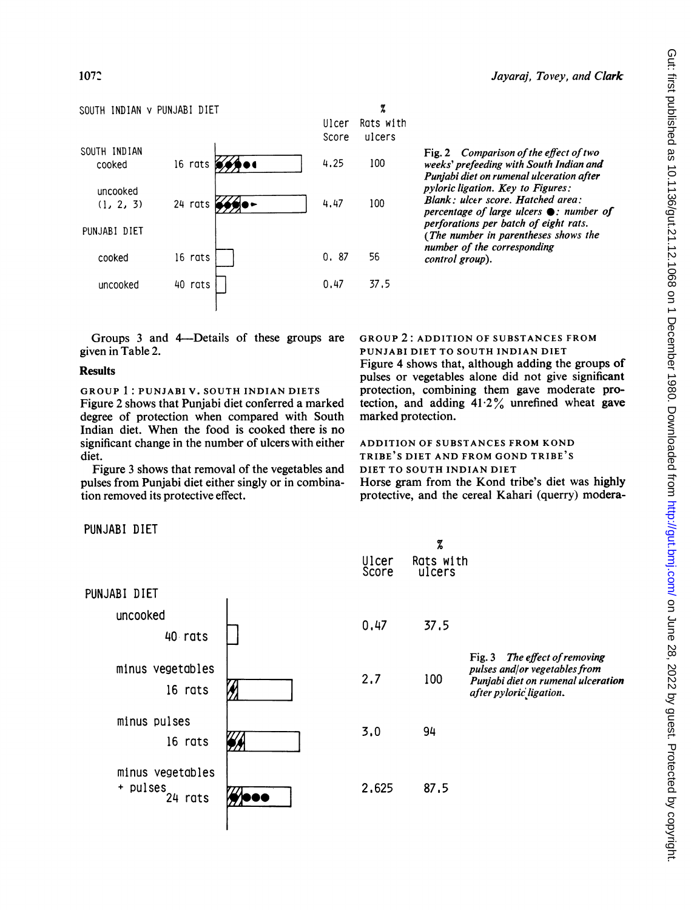SOUTH INDIAN v PUNJABI DIET

| | | Ulcer Score | % Rats with ulcers |
|---|---|---|---|
| SOUTH INDIAN cooked | 16 rats | 4.25 | 100 |
| uncooked (1, 2, 3) | 24 rats | 4.47 | 100 |
| PUNJABI DIET cooked | 16 rats | 0.87 | 56 |
| uncooked | 40 rats | 0.47 | 37.5 |

Fig. 2 *Comparison of the effect of two weeks' prefeeding with South Indian and Punjabi diet on rumenal ulceration after pyloric ligation. Key to Figures: Blank: ulcer score. Hatched area: percentage of large ulcers ●: number of perforations per batch of eight rats. (The number in parentheses shows the number of the corresponding control group).*

Groups 3 and 4—Details of these groups are given in Table 2.

## Results

### GROUP 1: PUNJABI V. SOUTH INDIAN DIETS

Figure 2 shows that Punjabi diet conferred a marked degree of protection when compared with South Indian diet. When the food is cooked there is no significant change in the number of ulcers with either diet.

Figure 3 shows that removal of the vegetables and pulses from Punjabi diet either singly or in combination removed its protective effect.

### GROUP 2: ADDITION OF SUBSTANCES FROM PUNJABI DIET TO SOUTH INDIAN DIET

Figure 4 shows that, although adding the groups of pulses or vegetables alone did not give significant protection, combining them gave moderate protection, and adding 41·2% unrefined wheat gave marked protection.

### ADDITION OF SUBSTANCES FROM KOND TRIBE'S DIET AND FROM GOND TRIBE'S DIET TO SOUTH INDIAN DIET

Horse gram from the Kond tribe's diet was highly protective, and the cereal Kahari (querry) modera-

PUNJABI DIET

| PUNJABI DIET | | Ulcer Score | % Rats with ulcers |
|---|---|---|---|
| uncooked | 40 rats | 0.47 | 37.5 |
| minus vegetables | 16 rats | 2.7 | 100 |
| minus pulses | 16 rats | 3.0 | 94 |
| minus vegetables + pulses | 24 rats | 2.625 | 87.5 |

Fig. 3 *The effect of removing pulses and/or vegetables from Punjabi diet on rumenal ulceration after pyloric ligation.*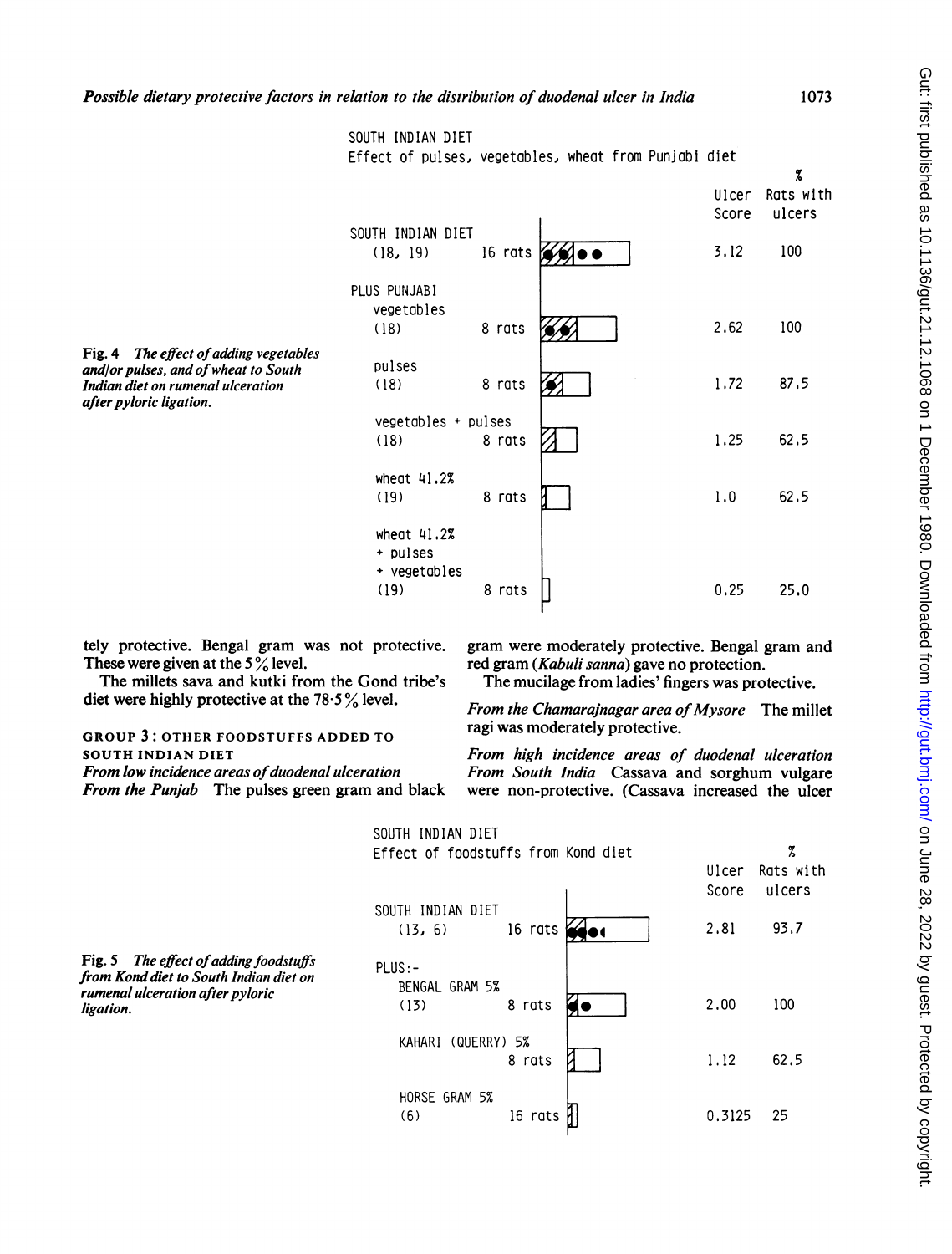SOUTH INDIAN DIET
Effect of pulses, vegetables, wheat from Punjabi diet

| | | Ulcer Score | % Rats with ulcers |
|---|---|---|---|
| SOUTH INDIAN DIET (18, 19) | 16 rats | 3.12 | 100 |
| PLUS PUNJABI vegetables (18) | 8 rats | 2.62 | 100 |
| pulses (18) | 8 rats | 1.72 | 87.5 |
| vegetables + pulses (18) | 8 rats | 1.25 | 62.5 |
| wheat 41.2% (19) | 8 rats | 1.0 | 62.5 |
| wheat 41.2% + pulses + vegetables (19) | 8 rats | 0.25 | 25.0 |

**Fig. 4** *The effect of adding vegetables and/or pulses, and of wheat to South Indian diet on rumenal ulceration after pyloric ligation.*

tely protective. Bengal gram was not protective. These were given at the 5% level.

The millets sava and kutki from the Gond tribe's diet were highly protective at the 78·5% level.

### GROUP 3: OTHER FOODSTUFFS ADDED TO SOUTH INDIAN DIET

*From low incidence areas of duodenal ulceration*

*From the Punjab* The pulses green gram and black gram were moderately protective. Bengal gram and red gram (*Kabuli sanna*) gave no protection.

The mucilage from ladies' fingers was protective.

*From the Chamarajnagar area of Mysore* The millet ragi was moderately protective.

*From high incidence areas of duodenal ulceration*

*From South India* Cassava and sorghum vulgare were non-protective. (Cassava increased the ulcer

SOUTH INDIAN DIET
Effect of foodstuffs from Kond diet

| | | Ulcer Score | % Rats with ulcers |
|---|---|---|---|
| SOUTH INDIAN DIET (13, 6) | 16 rats | 2.81 | 93.7 |
| PLUS:- BENGAL GRAM 5% (13) | 8 rats | 2.00 | 100 |
| KAHARI (QUERRY) 5% | 8 rats | 1.12 | 62.5 |
| HORSE GRAM 5% (6) | 16 rats | 0.3125 | 25 |

**Fig. 5** *The effect of adding foodstuffs from Kond diet to South Indian diet on rumenal ulceration after pyloric ligation.*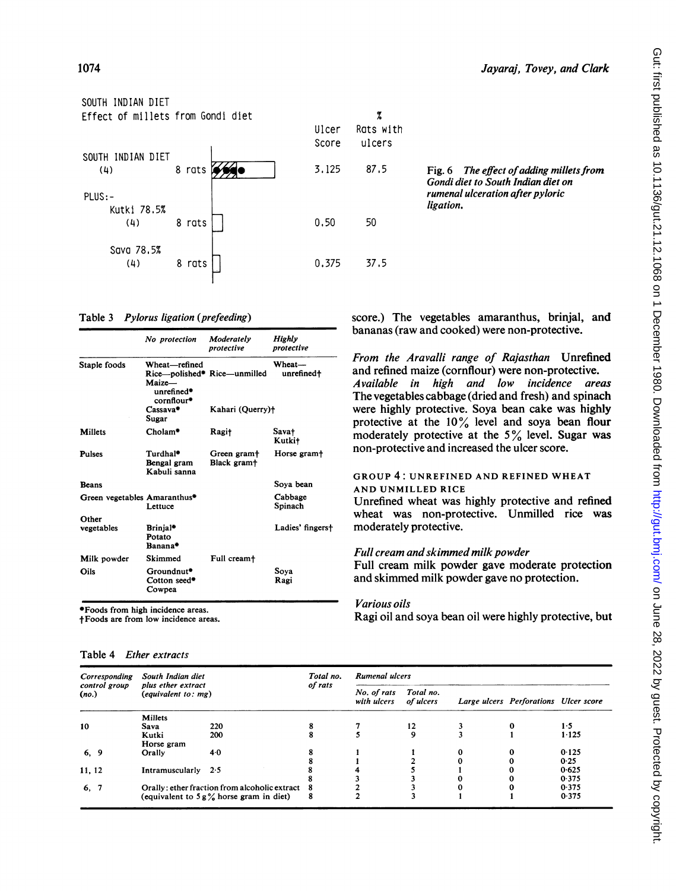SOUTH INDIAN DIET
Effect of millets from Gondi diet

| | | Ulcer Score | % Rats with ulcers |
|---|---|---|---|
| SOUTH INDIAN DIET (4) | 8 rats | 3.125 | 87.5 |
| PLUS:- Kutki 78.5% (4) | 8 rats | 0.50 | 50 |
| Sava 78.5% (4) | 8 rats | 0.375 | 37.5 |

Fig. 6 *The effect of adding millets from Gondi diet to South Indian diet on rumenal ulceration after pyloric ligation.*

Table 3 *Pylorus ligation (prefeeding)*

| | *No protection* | *Moderately protective* | *Highly protective* |
|---|---|---|---|
| Staple foods | Wheat—refined<br>Rice—polished*<br>Maize—unrefined*<br>cornflour*<br>Cassava*<br>Sugar | Rice—unmilled<br><br><br><br>Kahari (Querry)† | Wheat—unrefined† |
| Millets | Cholam* | Ragi† | Sava†<br>Kutki† |
| Pulses | Turdhal*<br>Bengal gram<br>Kabuli sanna | Green gram†<br>Black gram† | Horse gram† |
| Beans | | | Soya bean |
| Green vegetables | Amaranthus*<br>Lettuce | | Cabbage<br>Spinach |
| Other vegetables | Brinjal*<br>Potato<br>Banana* | | Ladies' fingers† |
| Milk powder | Skimmed | Full cream† | |
| Oils | Groundnut*<br>Cotton seed*<br>Cowpea | | Soya<br>Ragi |

*Foods from high incidence areas.
†Foods are from low incidence areas.

score.) The vegetables amaranthus, brinjal, and bananas (raw and cooked) were non-protective.

*From the Aravalli range of Rajasthan* Unrefined and refined maize (cornflour) were non-protective.
*Available in high and low incidence areas* The vegetables cabbage (dried and fresh) and spinach were highly protective. Soya bean cake was highly protective at the 10% level and soya bean flour moderately protective at the 5% level. Sugar was non-protective and increased the ulcer score.

### GROUP 4: UNREFINED AND REFINED WHEAT AND UNMILLED RICE

Unrefined wheat was highly protective and refined wheat was non-protective. Unmilled rice was moderately protective.

*Full cream and skimmed milk powder*
Full cream milk powder gave moderate protection and skimmed milk powder gave no protection.

*Various oils*
Ragi oil and soya bean oil were highly protective, but

Table 4 *Ether extracts*

| *Corresponding control group (no.)* | *South Indian diet plus ether extract (equivalent to: mg)* | | *Total no. of rats* | *Rumenal ulcers* | | | | |
|---|---|---|---|---|---|---|---|---|
| | | | | *No. of rats with ulcers* | *Total no. of ulcers* | *Large ulcers* | *Perforations* | *Ulcer score* |
| | Millets | | | | | | | |
| 10 | Sava | 220 | 8 | 7 | 12 | 3 | 0 | 1·5 |
| | Kutki | 200 | 8 | 5 | 9 | 3 | 1 | 1·125 |
| | Horse gram | | | | | | | |
| 6, 9 | Orally | 4·0 | 8 | 1 | 1 | 0 | 0 | 0·125 |
| | | | 8 | 1 | 2 | 0 | 0 | 0·25 |
| 11, 12 | Intramuscularly | 2·5 | 8 | 4 | 5 | 1 | 0 | 0·625 |
| | | | 8 | 3 | 3 | 0 | 0 | 0·375 |
| 6, 7 | Orally: ether fraction from alcoholic extract (equivalent to 5 g% horse gram in diet) | | 8 | 2 | 3 | 0 | 0 | 0·375 |
| | | | 8 | 2 | 3 | 1 | 1 | 0·375 |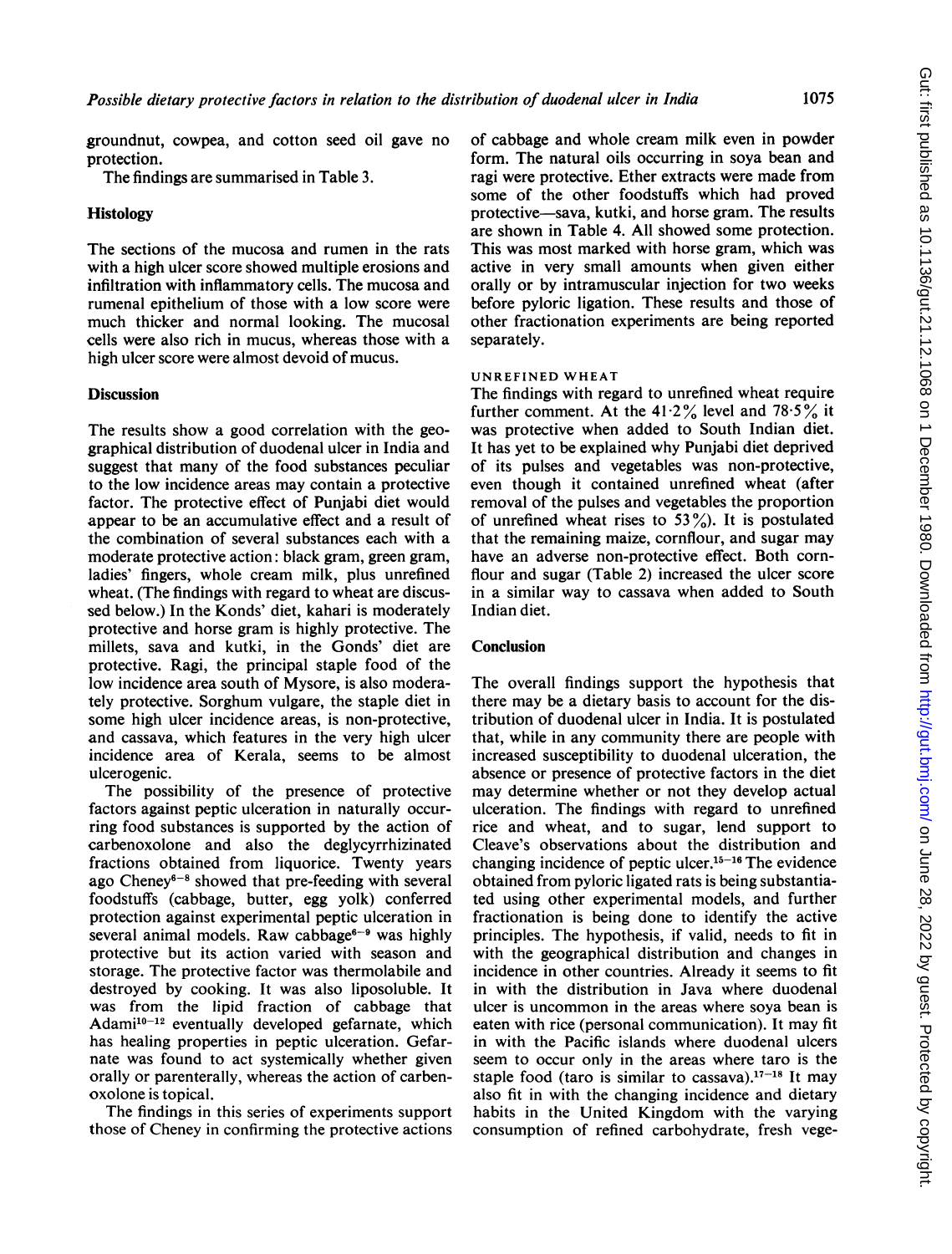groundnut, cowpea, and cotton seed oil gave no protection.

The findings are summarised in Table 3.

### Histology

The sections of the mucosa and rumen in the rats with a high ulcer score showed multiple erosions and infiltration with inflammatory cells. The mucosa and rumenal epithelium of those with a low score were much thicker and normal looking. The mucosal cells were also rich in mucus, whereas those with a high ulcer score were almost devoid of mucus.

## Discussion

The results show a good correlation with the geographical distribution of duodenal ulcer in India and suggest that many of the food substances peculiar to the low incidence areas may contain a protective factor. The protective effect of Punjabi diet would appear to be an accumulative effect and a result of the combination of several substances each with a moderate protective action: black gram, green gram, ladies' fingers, whole cream milk, plus unrefined wheat. (The findings with regard to wheat are discussed below.) In the Konds' diet, kahari is moderately protective and horse gram is highly protective. The millets, sava and kutki, in the Gonds' diet are protective. Ragi, the principal staple food of the low incidence area south of Mysore, is also moderately protective. Sorghum vulgare, the staple diet in some high ulcer incidence areas, is non-protective, and cassava, which features in the very high ulcer incidence area of Kerala, seems to be almost ulcerogenic.

The possibility of the presence of protective factors against peptic ulceration in naturally occurring food substances is supported by the action of carbenoxolone and also the deglycyrrhizinated fractions obtained from liquorice. Twenty years ago Cheney[6–8] showed that pre-feeding with several foodstuffs (cabbage, butter, egg yolk) conferred protection against experimental peptic ulceration in several animal models. Raw cabbage[6–9] was highly protective but its action varied with season and storage. The protective factor was thermolabile and destroyed by cooking. It was also liposoluble. It was from the lipid fraction of cabbage that Adami[10–12] eventually developed gefarnate, which has healing properties in peptic ulceration. Gefarnate was found to act systemically whether given orally or parenterally, whereas the action of carbenoxolone is topical.

The findings in this series of experiments support those of Cheney in confirming the protective actions of cabbage and whole cream milk even in powder form. The natural oils occurring in soya bean and ragi were protective. Ether extracts were made from some of the other foodstuffs which had proved protective—sava, kutki, and horse gram. The results are shown in Table 4. All showed some protection. This was most marked with horse gram, which was active in very small amounts when given either orally or by intramuscular injection for two weeks before pyloric ligation. These results and those of other fractionation experiments are being reported separately.

### UNREFINED WHEAT

The findings with regard to unrefined wheat require further comment. At the 41·2% level and 78·5% it was protective when added to South Indian diet. It has yet to be explained why Punjabi diet deprived of its pulses and vegetables was non-protective, even though it contained unrefined wheat (after removal of the pulses and vegetables the proportion of unrefined wheat rises to 53%). It is postulated that the remaining maize, cornflour, and sugar may have an adverse non-protective effect. Both cornflour and sugar (Table 2) increased the ulcer score in a similar way to cassava when added to South Indian diet.

## Conclusion

The overall findings support the hypothesis that there may be a dietary basis to account for the distribution of duodenal ulcer in India. It is postulated that, while in any community there are people with increased susceptibility to duodenal ulceration, the absence or presence of protective factors in the diet may determine whether or not they develop actual ulceration. The findings with regard to unrefined rice and wheat, and to sugar, lend support to Cleave's observations about the distribution and changing incidence of peptic ulcer.[15–16] The evidence obtained from pyloric ligated rats is being substantiated using other experimental models, and further fractionation is being done to identify the active principles. The hypothesis, if valid, needs to fit in with the geographical distribution and changes in incidence in other countries. Already it seems to fit in with the distribution in Java where duodenal ulcer is uncommon in the areas where soya bean is eaten with rice (personal communication). It may fit in with the Pacific islands where duodenal ulcers seem to occur only in the areas where taro is the staple food (taro is similar to cassava).[17–18] It may also fit in with the changing incidence and dietary habits in the United Kingdom with the varying consumption of refined carbohydrate, fresh vege-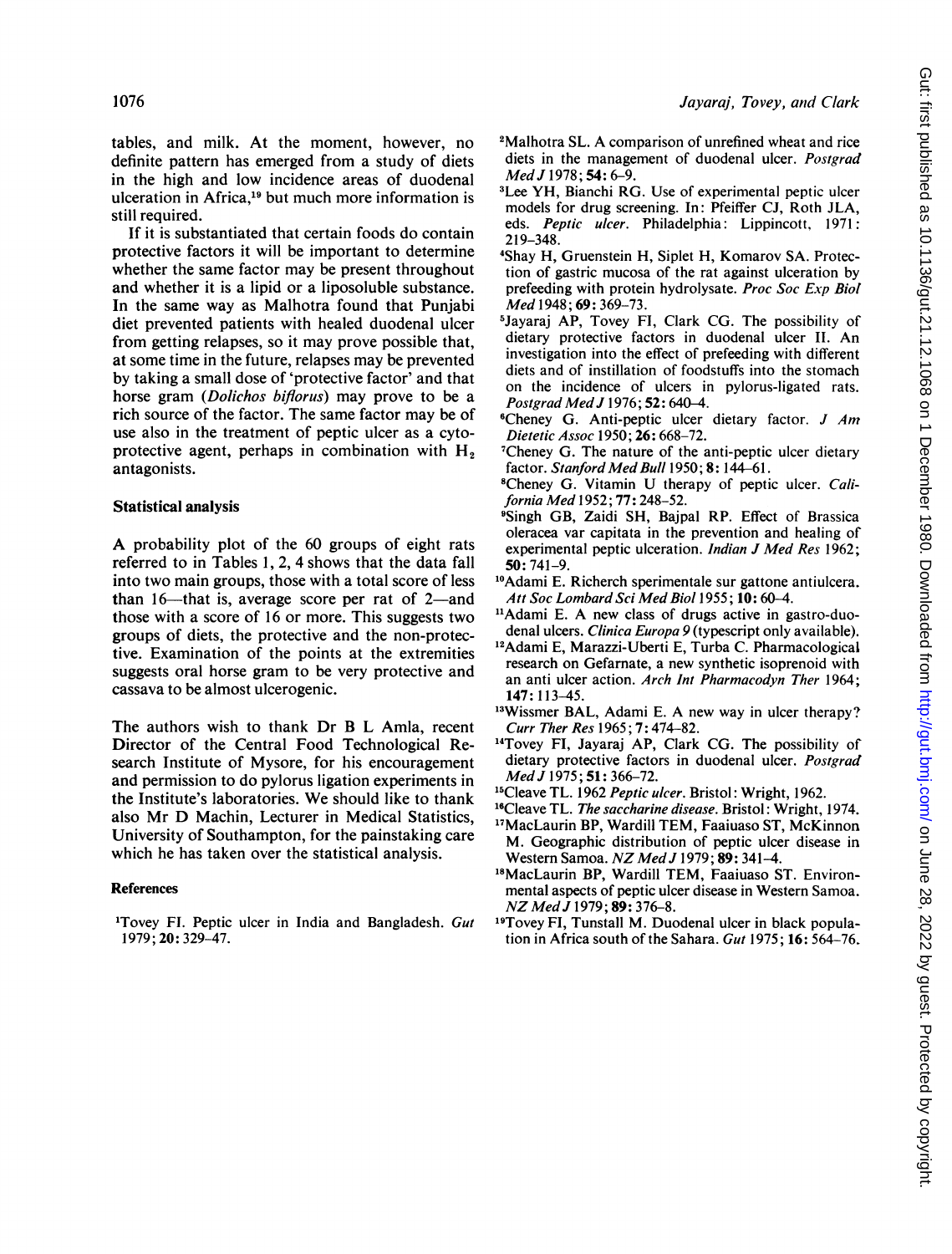tables, and milk. At the moment, however, no definite pattern has emerged from a study of diets in the high and low incidence areas of duodenal ulceration in Africa,[19] but much more information is still required.

If it is substantiated that certain foods do contain protective factors it will be important to determine whether the same factor may be present throughout and whether it is a lipid or a liposoluble substance. In the same way as Malhotra found that Punjabi diet prevented patients with healed duodenal ulcer from getting relapses, so it may prove possible that, at some time in the future, relapses may be prevented by taking a small dose of 'protective factor' and that horse gram (*Dolichos biflorus*) may prove to be a rich source of the factor. The same factor may be of use also in the treatment of peptic ulcer as a cytoprotective agent, perhaps in combination with $H_2$ antagonists.

### Statistical analysis

A probability plot of the 60 groups of eight rats referred to in Tables 1, 2, 4 shows that the data fall into two main groups, those with a total score of less than 16—that is, average score per rat of 2—and those with a score of 16 or more. This suggests two groups of diets, the protective and the non-protective. Examination of the points at the extremities suggests oral horse gram to be very protective and cassava to be almost ulcerogenic.

The authors wish to thank Dr B L Amla, recent Director of the Central Food Technological Research Institute of Mysore, for his encouragement and permission to do pylorus ligation experiments in the Institute's laboratories. We should like to thank also Mr D Machin, Lecturer in Medical Statistics, University of Southampton, for the painstaking care which he has taken over the statistical analysis.

### References

1. Tovey FI. Peptic ulcer in India and Bangladesh. *Gut* 1979; **20**: 329–47.
2. Malhotra SL. A comparison of unrefined wheat and rice diets in the management of duodenal ulcer. *Postgrad Med J* 1978; **54**: 6–9.
3. Lee YH, Bianchi RG. Use of experimental peptic ulcer models for drug screening. In: Pfeiffer CJ, Roth JLA, eds. *Peptic ulcer*. Philadelphia: Lippincott, 1971: 219–348.
4. Shay H, Gruenstein H, Siplet H, Komarov SA. Protection of gastric mucosa of the rat against ulceration by prefeeding with protein hydrolysate. *Proc Soc Exp Biol Med* 1948; **69**: 369–73.
5. Jayaraj AP, Tovey FI, Clark CG. The possibility of dietary protective factors in duodenal ulcer II. An investigation into the effect of prefeeding with different diets and of instillation of foodstuffs into the stomach on the incidence of ulcers in pylorus-ligated rats. *Postgrad Med J* 1976; **52**: 640–4.
6. Cheney G. Anti-peptic ulcer dietary factor. *J Am Dietetic Assoc* 1950; **26**: 668–72.
7. Cheney G. The nature of the anti-peptic ulcer dietary factor. *Stanford Med Bull* 1950; **8**: 144–61.
8. Cheney G. Vitamin U therapy of peptic ulcer. *California Med* 1952; **77**: 248–52.
9. Singh GB, Zaidi SH, Bajpai RP. Effect of Brassica oleracea var capitata in the prevention and healing of experimental peptic ulceration. *Indian J Med Res* 1962; **50**: 741–9.
10. Adami E. Richerch sperimentale sur gattone antiulcera. *Att Soc Lombard Sci Med Biol* 1955; **10**: 60–4.
11. Adami E. A new class of drugs active in gastro-duodenal ulcers. *Clinica Europa 9* (typescript only available).
12. Adami E, Marazzi-Uberti E, Turba C. Pharmacological research on Gefarnate, a new synthetic isoprenoid with an anti ulcer action. *Arch Int Pharmacodyn Ther* 1964; **147**: 113–45.
13. Wissmer BAL, Adami E. A new way in ulcer therapy? *Curr Ther Res* 1965; **7**: 474–82.
14. Tovey FI, Jayaraj AP, Clark CG. The possibility of dietary protective factors in duodenal ulcer. *Postgrad Med J* 1975; **51**: 366–72.
15. Cleave TL. 1962 *Peptic ulcer*. Bristol: Wright, 1962.
16. Cleave TL. *The saccharine disease*. Bristol: Wright, 1974.
17. MacLaurin BP, Wardill TEM, Faaiuaso ST, McKinnon M. Geographic distribution of peptic ulcer disease in Western Samoa. *NZ Med J* 1979; **89**: 341–4.
18. MacLaurin BP, Wardill TEM, Faaiuaso ST. Environmental aspects of peptic ulcer disease in Western Samoa. *NZ Med J* 1979; **89**: 376–8.
19. Tovey FI, Tunstall M. Duodenal ulcer in black population in Africa south of the Sahara. *Gut* 1975; **16**: 564–76.